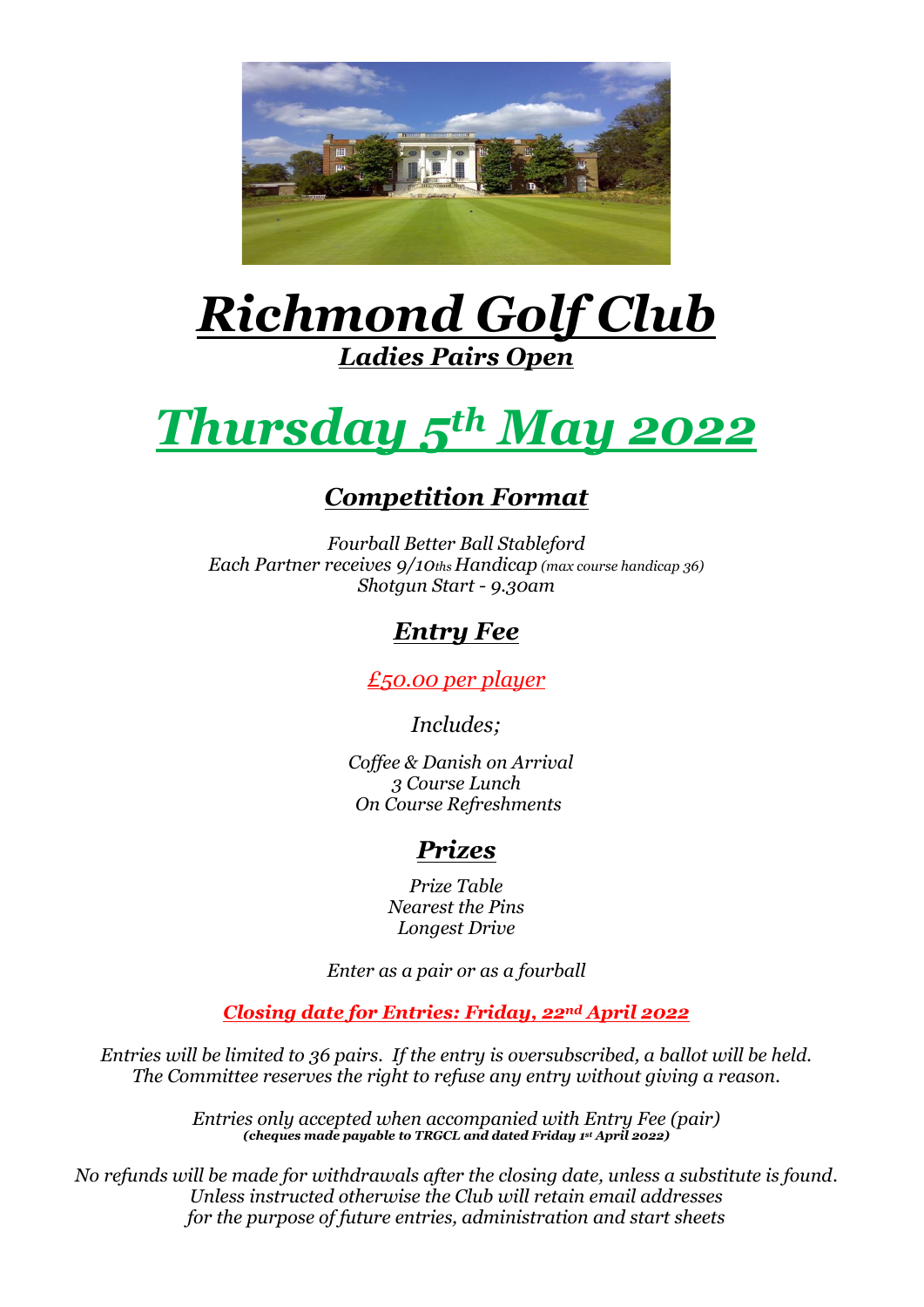# *Richmond Golf Club*

## *Ladies Pairs Open*

# *Thursday 5th May 2022*

## *Competition Format*

*Fourball Better Ball Stableford*
*Each Partner receives 9/10ths Handicap (max course handicap 36)*
*Shotgun Start - 9.30am*

## *Entry Fee*

*£50.00 per player*

*Includes;*

*Coffee & Danish on Arrival*
*3 Course Lunch*
*On Course Refreshments*

## *Prizes*

*Prize Table*
*Nearest the Pins*
*Longest Drive*

*Enter as a pair or as a fourball*

***Closing date for Entries: Friday, 22nd April 2022***

*Entries will be limited to 36 pairs. If the entry is oversubscribed, a ballot will be held.*
*The Committee reserves the right to refuse any entry without giving a reason.*

*Entries only accepted when accompanied with Entry Fee (pair)*
***(cheques made payable to TRGCL and dated Friday 1st April 2022)***

*No refunds will be made for withdrawals after the closing date, unless a substitute is found.*
*Unless instructed otherwise the Club will retain email addresses*
*for the purpose of future entries, administration and start sheets*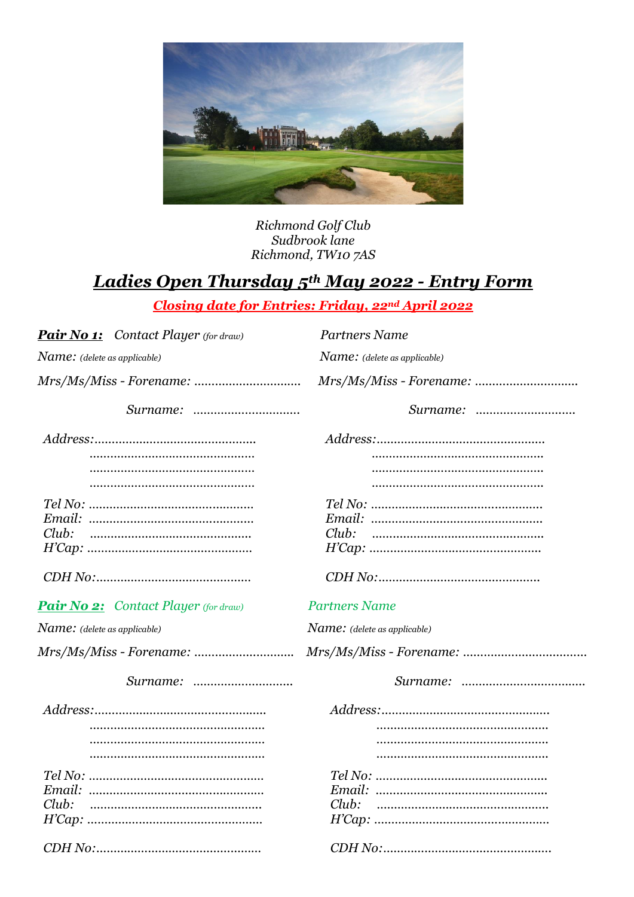*Richmond Golf Club*
*Sudbrook lane*
*Richmond, TW10 7AS*

# ***Ladies Open Thursday 5th May 2022 - Entry Form***

***Closing date for Entries: Friday, 22nd April 2022***

***Pair No 1:*** *Contact Player (for draw)*

*Name: (delete as applicable)*

*Mrs/Ms/Miss - Forename: ..............................*

*Surname: ..............................*

*Address:..............................................*
*...............................................*
*...............................................*
*...............................................*

*Tel No: ...............................................*
*Email: ...............................................*
*Club: ...............................................*
*H'Cap: ...............................................*

*CDH No:............................................*

*Partners Name*

*Name: (delete as applicable)*

*Mrs/Ms/Miss - Forename: .............................*

*Surname: ............................*

*Address:................................................*
*.................................................*
*.................................................*
*.................................................*

*Tel No: .................................................*
*Email: .................................................*
*Club: .................................................*
*H'Cap: .................................................*

*CDH No:.............................................*

***Pair No 2:*** *Contact Player (for draw)*

*Name: (delete as applicable)*

*Mrs/Ms/Miss - Forename: ............................*

*Surname: ............................*

*Address:.................................................*
*..................................................*
*..................................................*
*..................................................*

*Tel No: ..................................................*
*Email: ..................................................*
*Club: ..................................................*
*H'Cap: ..................................................*

*CDH No:...............................................*

*Partners Name*

*Name: (delete as applicable)*

*Mrs/Ms/Miss - Forename: ...................................*

*Surname: ...................................*

*Address:................................................*
*.................................................*
*.................................................*
*.................................................*

*Tel No: .................................................*
*Email: .................................................*
*Club: .................................................*
*H'Cap: .................................................*

*CDH No:................................................*